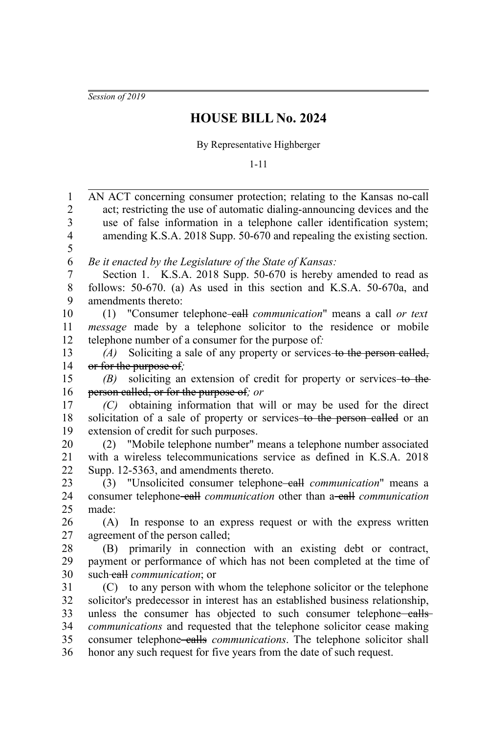*Session of 2019*

# HOUSE BILL No. 2024

By Representative Highberger

1-11

AN ACT concerning consumer protection; relating to the Kansas no-call act; restricting the use of automatic dialing-announcing devices and the use of false information in a telephone caller identification system; amending K.S.A. 2018 Supp. 50-670 and repealing the existing section.

*Be it enacted by the Legislature of the State of Kansas:*

Section 1. K.S.A. 2018 Supp. 50-670 is hereby amended to read as follows: 50-670. (a) As used in this section and K.S.A. 50-670a, and amendments thereto:

(1) "Consumer telephone ~~call~~ *communication*" means a call *or text message* made by a telephone solicitor to the residence or mobile telephone number of a consumer for the purpose of*:*

*(A)* Soliciting a sale of any property or services ~~to the person called, or for the purpose of~~*;*

*(B)* soliciting an extension of credit for property or services ~~to the person called, or for the purpose of~~*; or*

*(C)* obtaining information that will or may be used for the direct solicitation of a sale of property or services ~~to the person called~~ or an extension of credit for such purposes.

(2) "Mobile telephone number" means a telephone number associated with a wireless telecommunications service as defined in K.S.A. 2018 Supp. 12-5363, and amendments thereto.

(3) "Unsolicited consumer telephone ~~call~~ *communication*" means a consumer telephone ~~call~~ *communication* other than a ~~call~~ *communication* made:

(A) In response to an express request or with the express written agreement of the person called;

(B) primarily in connection with an existing debt or contract, payment or performance of which has not been completed at the time of such ~~call~~ *communication*; or

(C) to any person with whom the telephone solicitor or the telephone solicitor's predecessor in interest has an established business relationship, unless the consumer has objected to such consumer telephone ~~calls~~ *communications* and requested that the telephone solicitor cease making consumer telephone ~~calls~~ *communications*. The telephone solicitor shall honor any such request for five years from the date of such request.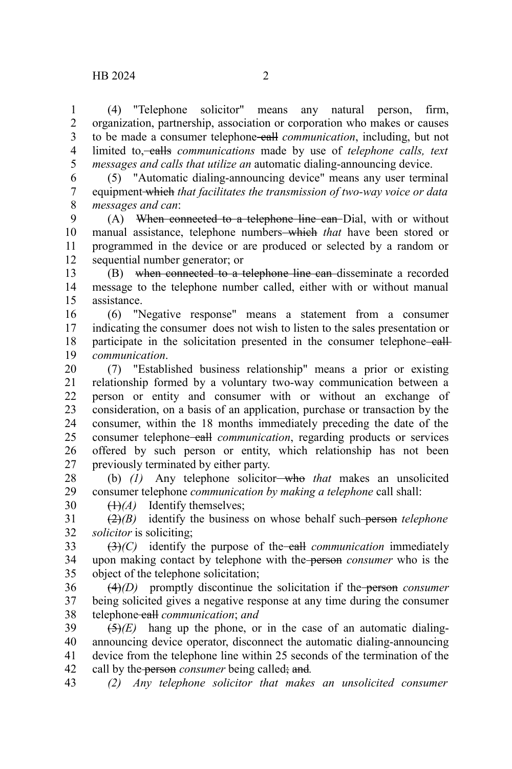(4) "Telephone solicitor" means any natural person, firm, organization, partnership, association or corporation who makes or causes to be made a consumer telephone ~~call~~ *communication*, including, but not limited to, ~~calls~~ *communications* made by use of *telephone calls, text messages and calls that utilize an* automatic dialing-announcing device.

(5) "Automatic dialing-announcing device" means any user terminal equipment ~~which~~ *that facilitates the transmission of two-way voice or data messages and can*:

(A) ~~When connected to a telephone line can~~ Dial, with or without manual assistance, telephone numbers ~~which~~ *that* have been stored or programmed in the device or are produced or selected by a random or sequential number generator; or

(B) ~~when connected to a telephone line can~~ disseminate a recorded message to the telephone number called, either with or without manual assistance.

(6) "Negative response" means a statement from a consumer indicating the consumer does not wish to listen to the sales presentation or participate in the solicitation presented in the consumer telephone ~~call~~ *communication*.

(7) "Established business relationship" means a prior or existing relationship formed by a voluntary two-way communication between a person or entity and consumer with or without an exchange of consideration, on a basis of an application, purchase or transaction by the consumer, within the 18 months immediately preceding the date of the consumer telephone ~~call~~ *communication*, regarding products or services offered by such person or entity, which relationship has not been previously terminated by either party.

(b) *(1)* Any telephone solicitor ~~who~~ *that* makes an unsolicited consumer telephone *communication by making a telephone* call shall:

~~(1)~~*(A)* Identify themselves;

~~(2)~~*(B)* identify the business on whose behalf such ~~person~~ *telephone solicitor* is soliciting;

~~(3)~~*(C)* identify the purpose of the ~~call~~ *communication* immediately upon making contact by telephone with the ~~person~~ *consumer* who is the object of the telephone solicitation;

~~(4)~~*(D)* promptly discontinue the solicitation if the ~~person~~ *consumer* being solicited gives a negative response at any time during the consumer telephone ~~call~~ *communication*; *and*

~~(5)~~*(E)* hang up the phone, or in the case of an automatic dialing-announcing device operator, disconnect the automatic dialing-announcing device from the telephone line within 25 seconds of the termination of the call by the ~~person~~ *consumer* being called~~; and~~*.*

*(2) Any telephone solicitor that makes an unsolicited consumer*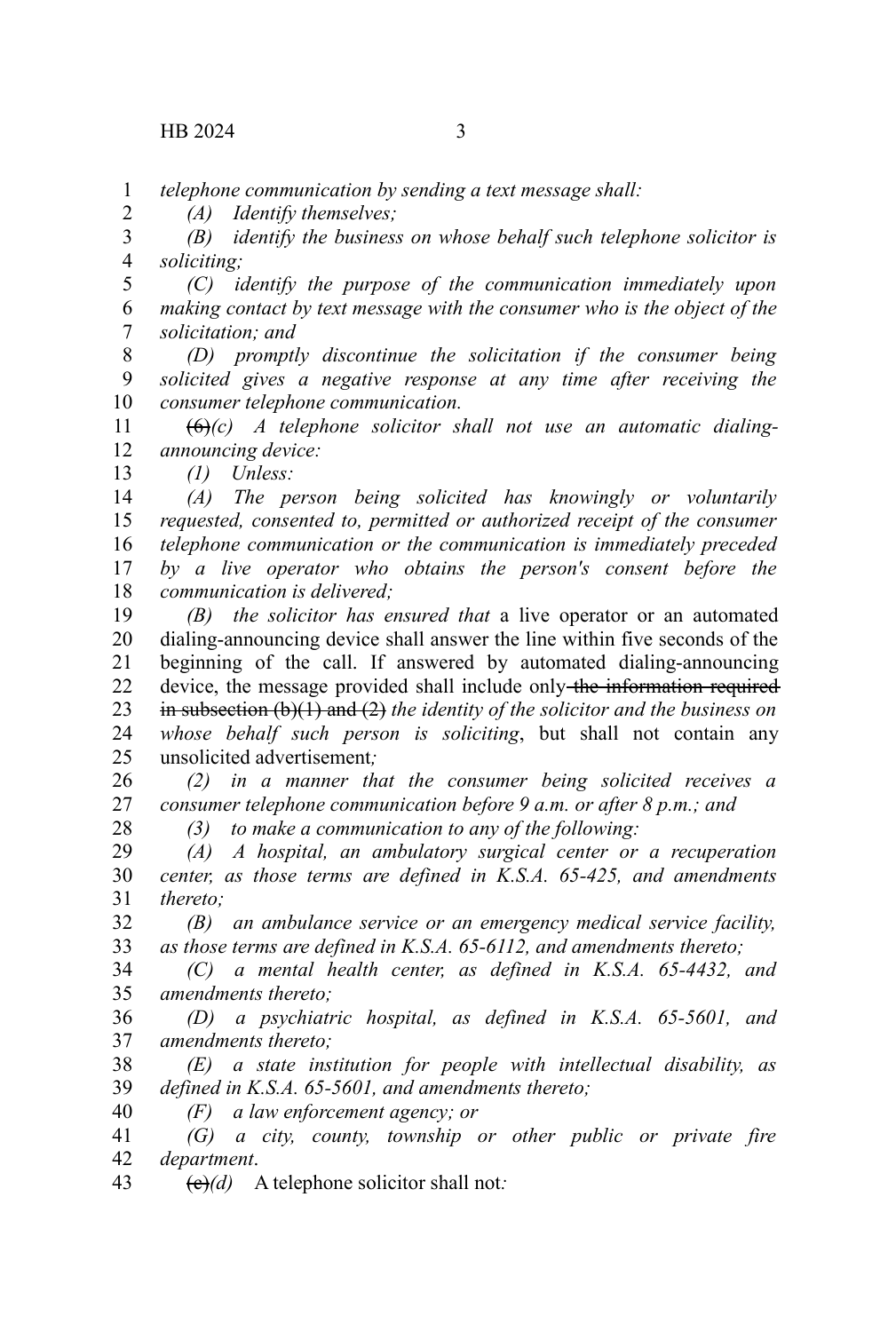*telephone communication by sending a text message shall:*

*(A) Identify themselves;*

*(B) identify the business on whose behalf such telephone solicitor is soliciting;*

*(C) identify the purpose of the communication immediately upon making contact by text message with the consumer who is the object of the solicitation; and*

*(D) promptly discontinue the solicitation if the consumer being solicited gives a negative response at any time after receiving the consumer telephone communication.*

~~(6)~~*(c) A telephone solicitor shall not use an automatic dialing-announcing device:*

*(1) Unless:*

*(A) The person being solicited has knowingly or voluntarily requested, consented to, permitted or authorized receipt of the consumer telephone communication or the communication is immediately preceded by a live operator who obtains the person's consent before the communication is delivered;*

*(B) the solicitor has ensured that* a live operator or an automated dialing-announcing device shall answer the line within five seconds of the beginning of the call. If answered by automated dialing-announcing device, the message provided shall include only ~~the information required in subsection (b)(1) and (2)~~ *the identity of the solicitor and the business on whose behalf such person is soliciting*, but shall not contain any unsolicited advertisement*;*

*(2) in a manner that the consumer being solicited receives a consumer telephone communication before 9 a.m. or after 8 p.m.; and*

*(3) to make a communication to any of the following:*

*(A) A hospital, an ambulatory surgical center or a recuperation center, as those terms are defined in K.S.A. 65-425, and amendments thereto;*

*(B) an ambulance service or an emergency medical service facility, as those terms are defined in K.S.A. 65-6112, and amendments thereto;*

*(C) a mental health center, as defined in K.S.A. 65-4432, and amendments thereto;*

*(D) a psychiatric hospital, as defined in K.S.A. 65-5601, and amendments thereto;*

*(E) a state institution for people with intellectual disability, as defined in K.S.A. 65-5601, and amendments thereto;*

*(F) a law enforcement agency; or*

*(G) a city, county, township or other public or private fire department*.

~~(c)~~*(d)* A telephone solicitor shall not*:*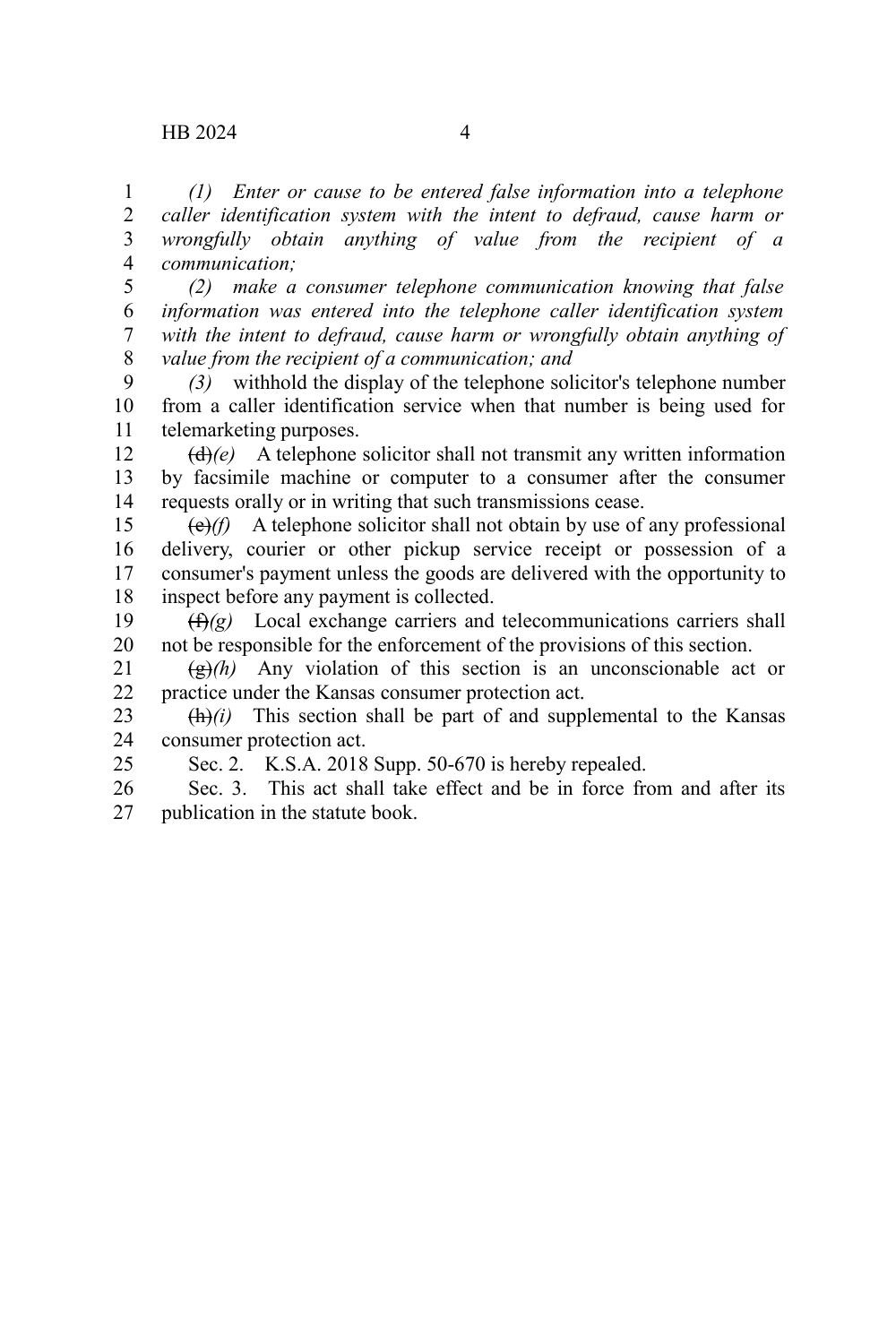*(1) Enter or cause to be entered false information into a telephone caller identification system with the intent to defraud, cause harm or wrongfully obtain anything of value from the recipient of a communication;*

*(2) make a consumer telephone communication knowing that false information was entered into the telephone caller identification system with the intent to defraud, cause harm or wrongfully obtain anything of value from the recipient of a communication; and*

*(3)* withhold the display of the telephone solicitor's telephone number from a caller identification service when that number is being used for telemarketing purposes.

~~(d)~~*(e)* A telephone solicitor shall not transmit any written information by facsimile machine or computer to a consumer after the consumer requests orally or in writing that such transmissions cease.

~~(e)~~*(f)* A telephone solicitor shall not obtain by use of any professional delivery, courier or other pickup service receipt or possession of a consumer's payment unless the goods are delivered with the opportunity to inspect before any payment is collected.

~~(f)~~*(g)* Local exchange carriers and telecommunications carriers shall not be responsible for the enforcement of the provisions of this section.

~~(g)~~*(h)* Any violation of this section is an unconscionable act or practice under the Kansas consumer protection act.

~~(h)~~*(i)* This section shall be part of and supplemental to the Kansas consumer protection act.

Sec. 2. K.S.A. 2018 Supp. 50-670 is hereby repealed.

Sec. 3. This act shall take effect and be in force from and after its publication in the statute book.